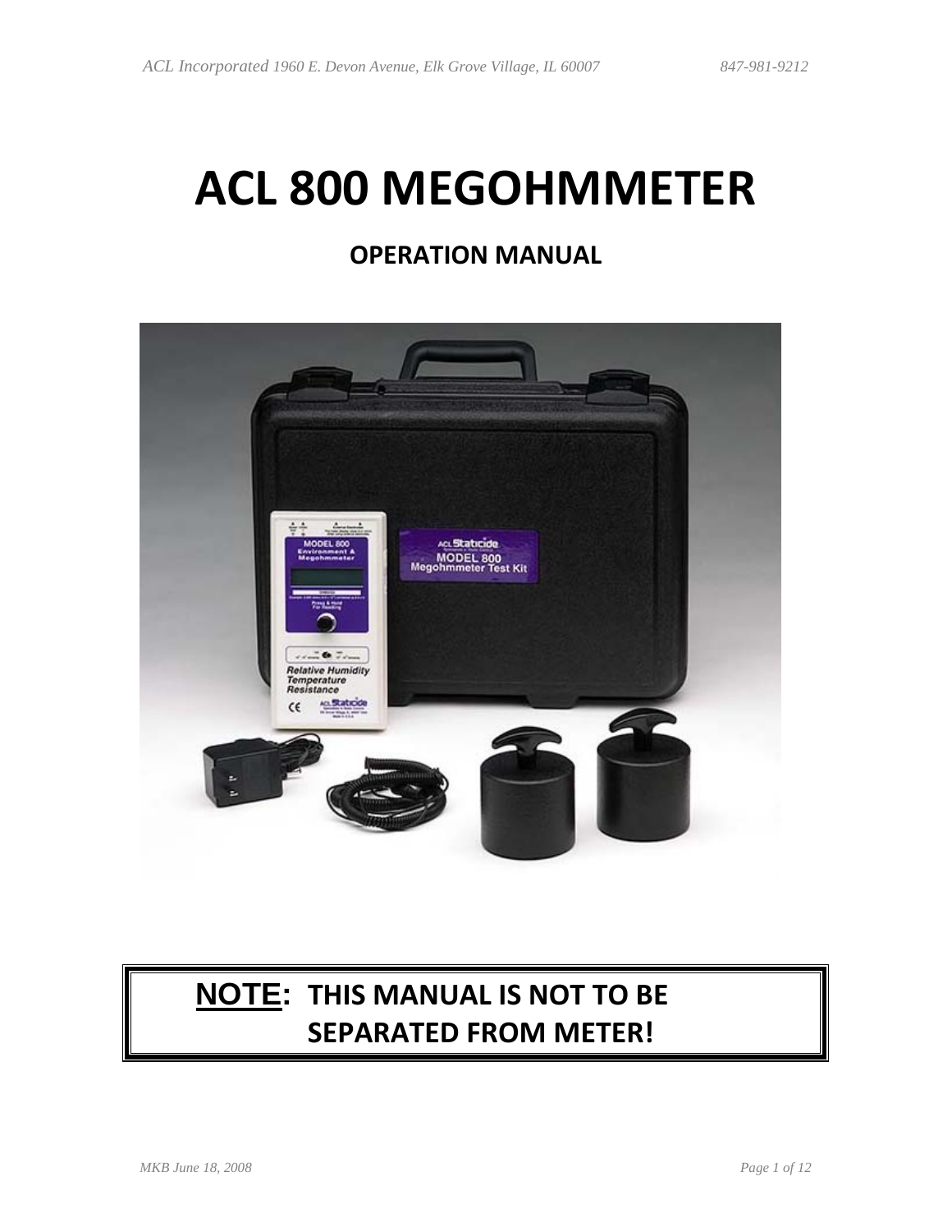# ACL 800 MEGOHMMETER

## OPERATION MANUAL

**NOTE: THIS MANUAL IS NOT TO BE SEPARATED FROM METER!**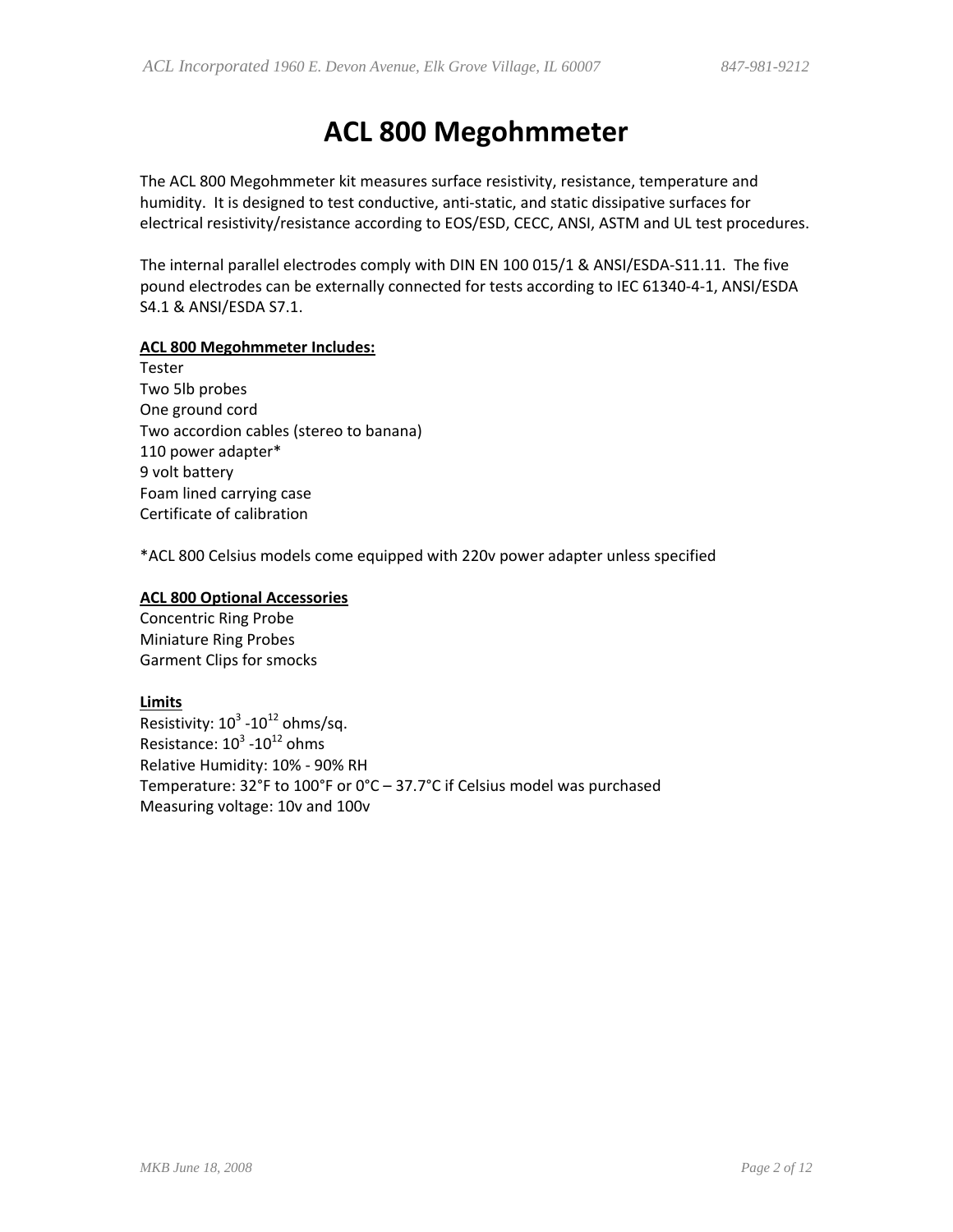# ACL 800 Megohmmeter

The ACL 800 Megohmmeter kit measures surface resistivity, resistance, temperature and humidity. It is designed to test conductive, anti-static, and static dissipative surfaces for electrical resistivity/resistance according to EOS/ESD, CECC, ANSI, ASTM and UL test procedures.

The internal parallel electrodes comply with DIN EN 100 015/1 & ANSI/ESDA-S11.11. The five pound electrodes can be externally connected for tests according to IEC 61340-4-1, ANSI/ESDA S4.1 & ANSI/ESDA S7.1.

**ACL 800 Megohmmeter Includes:**

Tester
Two 5lb probes
One ground cord
Two accordion cables (stereo to banana)
110 power adapter*
9 volt battery
Foam lined carrying case
Certificate of calibration

*ACL 800 Celsius models come equipped with 220v power adapter unless specified

**ACL 800 Optional Accessories**

Concentric Ring Probe
Miniature Ring Probes
Garment Clips for smocks

**Limits**

Resistivity: $10^3$ -$10^{12}$ ohms/sq.
Resistance: $10^3$ -$10^{12}$ ohms
Relative Humidity: 10% - 90% RH
Temperature: 32°F to 100°F or 0°C – 37.7°C if Celsius model was purchased
Measuring voltage: 10v and 100v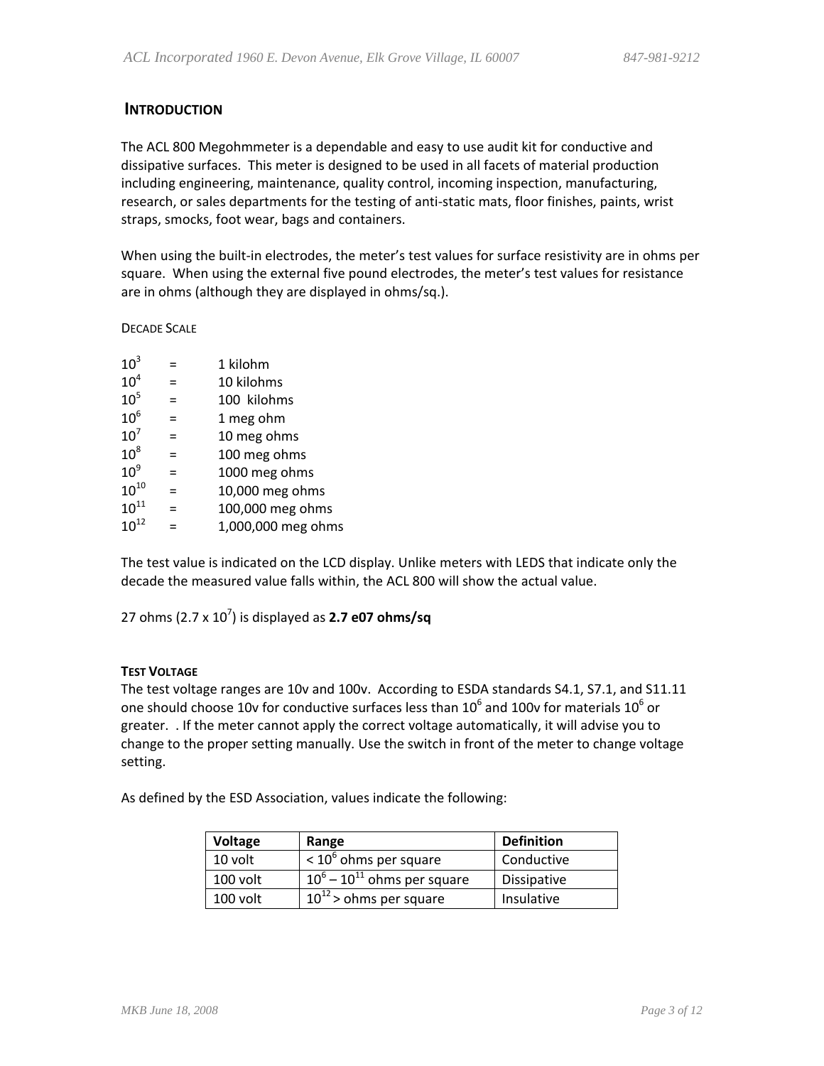## INTRODUCTION

The ACL 800 Megohmmeter is a dependable and easy to use audit kit for conductive and dissipative surfaces. This meter is designed to be used in all facets of material production including engineering, maintenance, quality control, incoming inspection, manufacturing, research, or sales departments for the testing of anti-static mats, floor finishes, paints, wrist straps, smocks, foot wear, bags and containers.

When using the built-in electrodes, the meter's test values for surface resistivity are in ohms per square. When using the external five pound electrodes, the meter's test values for resistance are in ohms (although they are displayed in ohms/sq.).

DECADE SCALE

| | | |
|---|---|---|
| $10^3$ | = | 1 kilohm |
| $10^4$ | = | 10 kilohms |
| $10^5$ | = | 100 kilohms |
| $10^6$ | = | 1 meg ohm |
| $10^7$ | = | 10 meg ohms |
| $10^8$ | = | 100 meg ohms |
| $10^9$ | = | 1000 meg ohms |
| $10^{10}$ | = | 10,000 meg ohms |
| $10^{11}$ | = | 100,000 meg ohms |
| $10^{12}$ | = | 1,000,000 meg ohms |

The test value is indicated on the LCD display. Unlike meters with LEDS that indicate only the decade the measured value falls within, the ACL 800 will show the actual value.

27 ohms ($2.7 \times 10^7$) is displayed as **2.7 e07 ohms/sq**

**TEST VOLTAGE**

The test voltage ranges are 10v and 100v. According to ESDA standards S4.1, S7.1, and S11.11 one should choose 10v for conductive surfaces less than $10^6$ and 100v for materials $10^6$ or greater. . If the meter cannot apply the correct voltage automatically, it will advise you to change to the proper setting manually. Use the switch in front of the meter to change voltage setting.

As defined by the ESD Association, values indicate the following:

| Voltage | Range | Definition |
|---|---|---|
| 10 volt | $< 10^6$ ohms per square | Conductive |
| 100 volt | $10^6 - 10^{11}$ ohms per square | Dissipative |
| 100 volt | $10^{12} >$ ohms per square | Insulative |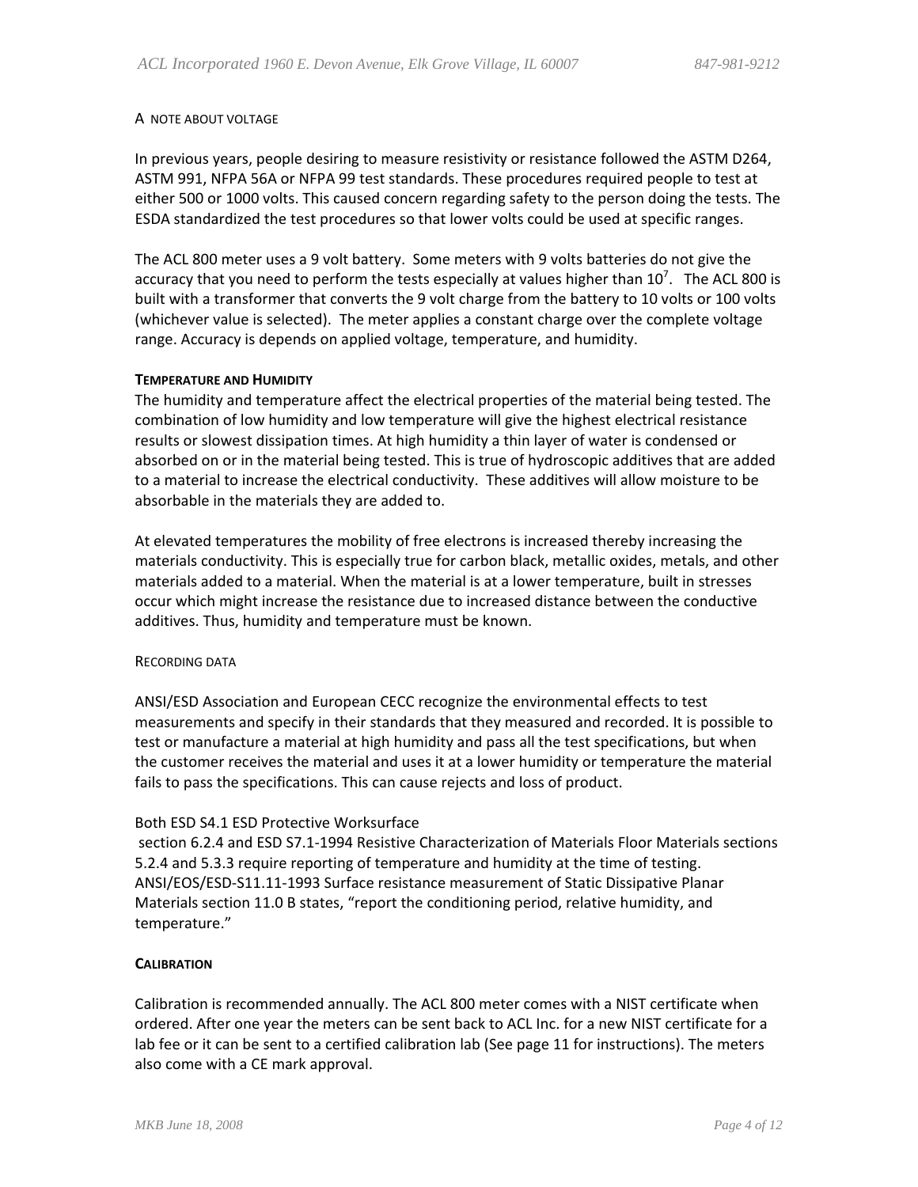A NOTE ABOUT VOLTAGE

In previous years, people desiring to measure resistivity or resistance followed the ASTM D264, ASTM 991, NFPA 56A or NFPA 99 test standards. These procedures required people to test at either 500 or 1000 volts. This caused concern regarding safety to the person doing the tests. The ESDA standardized the test procedures so that lower volts could be used at specific ranges.

The ACL 800 meter uses a 9 volt battery. Some meters with 9 volts batteries do not give the accuracy that you need to perform the tests especially at values higher than $10^7$. The ACL 800 is built with a transformer that converts the 9 volt charge from the battery to 10 volts or 100 volts (whichever value is selected). The meter applies a constant charge over the complete voltage range. Accuracy is depends on applied voltage, temperature, and humidity.

**TEMPERATURE AND HUMIDITY**

The humidity and temperature affect the electrical properties of the material being tested. The combination of low humidity and low temperature will give the highest electrical resistance results or slowest dissipation times. At high humidity a thin layer of water is condensed or absorbed on or in the material being tested. This is true of hydroscopic additives that are added to a material to increase the electrical conductivity. These additives will allow moisture to be absorbable in the materials they are added to.

At elevated temperatures the mobility of free electrons is increased thereby increasing the materials conductivity. This is especially true for carbon black, metallic oxides, metals, and other materials added to a material. When the material is at a lower temperature, built in stresses occur which might increase the resistance due to increased distance between the conductive additives. Thus, humidity and temperature must be known.

RECORDING DATA

ANSI/ESD Association and European CECC recognize the environmental effects to test measurements and specify in their standards that they measured and recorded. It is possible to test or manufacture a material at high humidity and pass all the test specifications, but when the customer receives the material and uses it at a lower humidity or temperature the material fails to pass the specifications. This can cause rejects and loss of product.

Both ESD S4.1 ESD Protective Worksurface section 6.2.4 and ESD S7.1-1994 Resistive Characterization of Materials Floor Materials sections 5.2.4 and 5.3.3 require reporting of temperature and humidity at the time of testing. ANSI/EOS/ESD-S11.11-1993 Surface resistance measurement of Static Dissipative Planar Materials section 11.0 B states, "report the conditioning period, relative humidity, and temperature."

**CALIBRATION**

Calibration is recommended annually. The ACL 800 meter comes with a NIST certificate when ordered. After one year the meters can be sent back to ACL Inc. for a new NIST certificate for a lab fee or it can be sent to a certified calibration lab (See page 11 for instructions). The meters also come with a CE mark approval.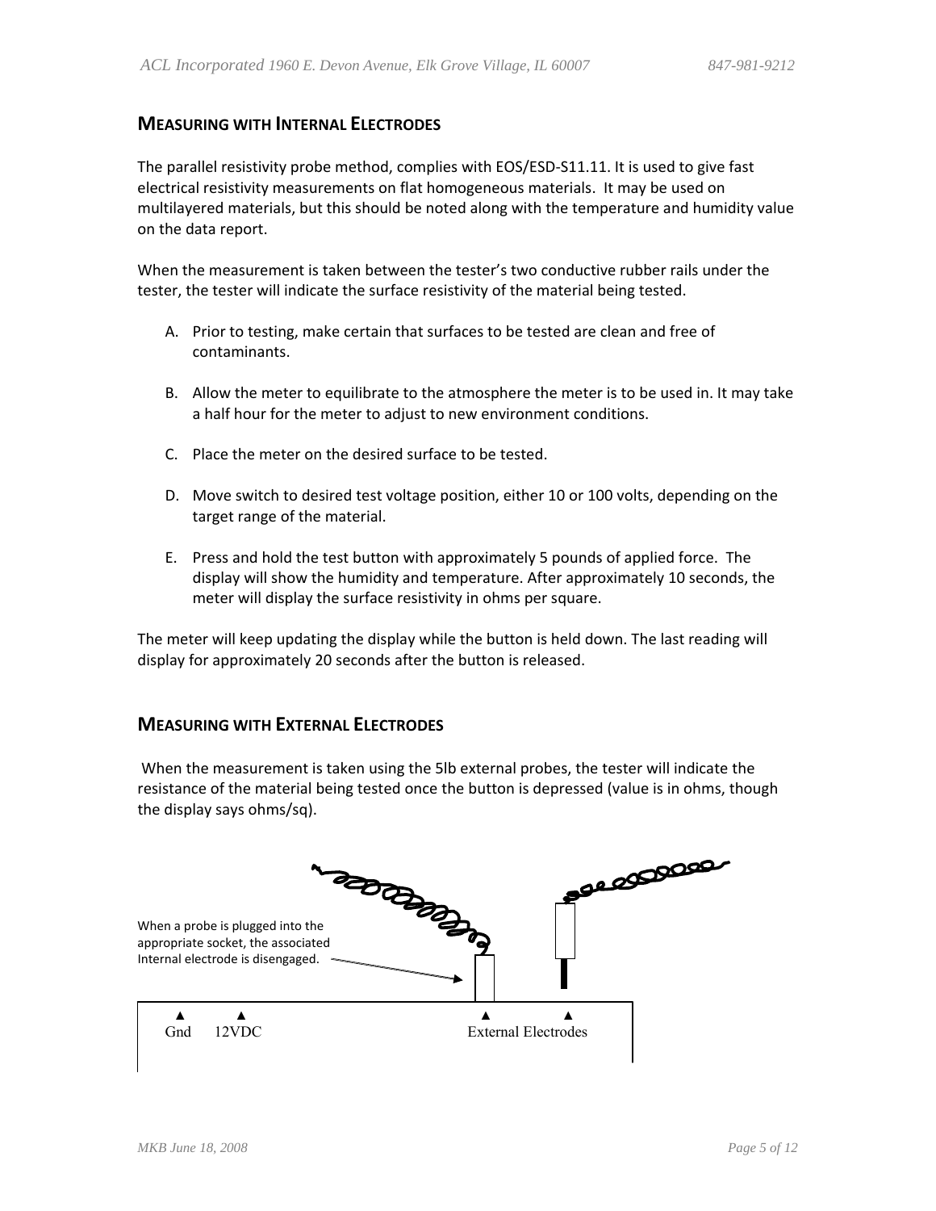## MEASURING WITH INTERNAL ELECTRODES

The parallel resistivity probe method, complies with EOS/ESD-S11.11. It is used to give fast electrical resistivity measurements on flat homogeneous materials. It may be used on multilayered materials, but this should be noted along with the temperature and humidity value on the data report.

When the measurement is taken between the tester's two conductive rubber rails under the tester, the tester will indicate the surface resistivity of the material being tested.

A. Prior to testing, make certain that surfaces to be tested are clean and free of contaminants.

B. Allow the meter to equilibrate to the atmosphere the meter is to be used in. It may take a half hour for the meter to adjust to new environment conditions.

C. Place the meter on the desired surface to be tested.

D. Move switch to desired test voltage position, either 10 or 100 volts, depending on the target range of the material.

E. Press and hold the test button with approximately 5 pounds of applied force. The display will show the humidity and temperature. After approximately 10 seconds, the meter will display the surface resistivity in ohms per square.

The meter will keep updating the display while the button is held down. The last reading will display for approximately 20 seconds after the button is released.

## MEASURING WITH EXTERNAL ELECTRODES

When the measurement is taken using the 5lb external probes, the tester will indicate the resistance of the material being tested once the button is depressed (value is in ohms, though the display says ohms/sq).

When a probe is plugged into the appropriate socket, the associated Internal electrode is disengaged.

Gnd 12VDC External Electrodes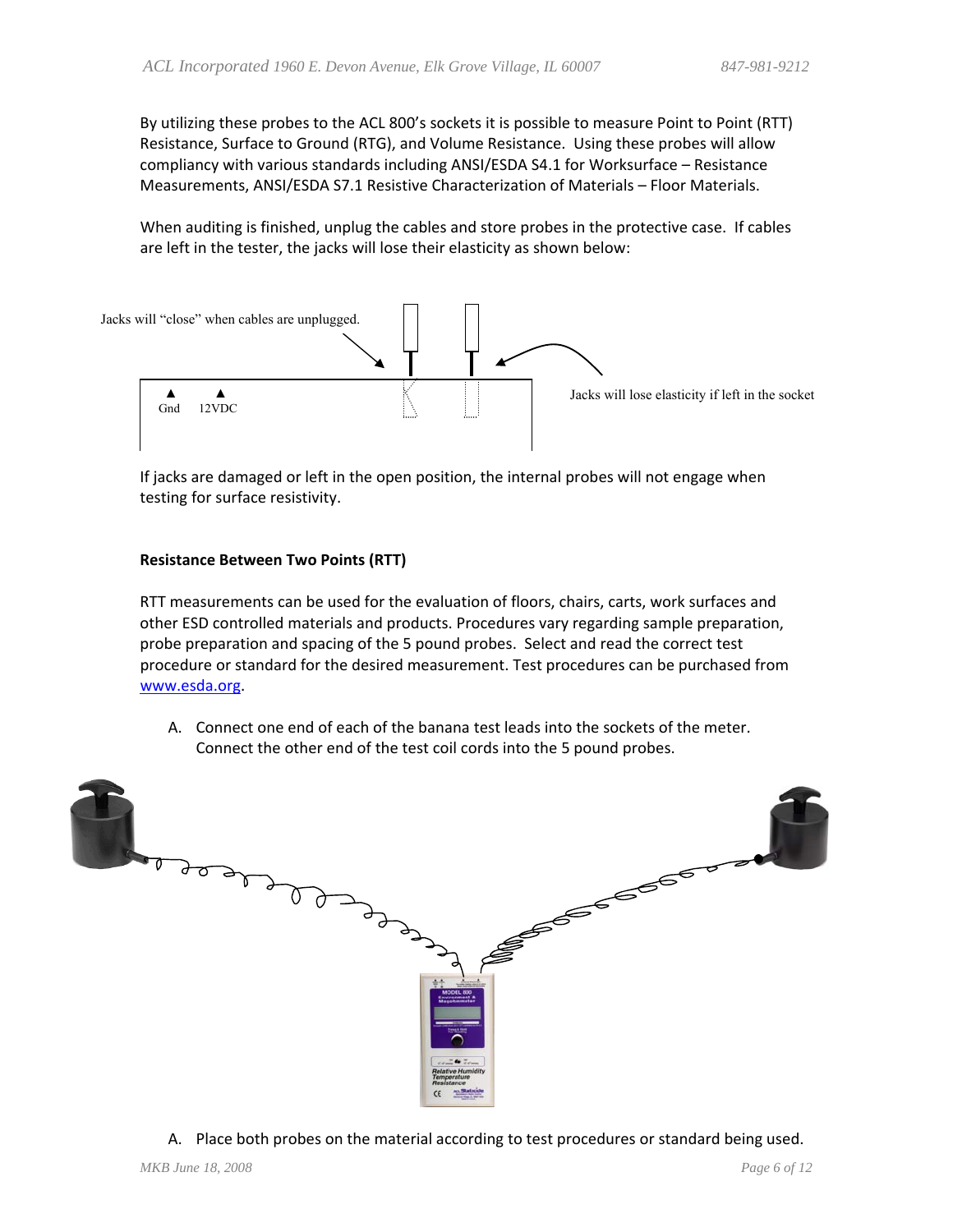By utilizing these probes to the ACL 800's sockets it is possible to measure Point to Point (RTT) Resistance, Surface to Ground (RTG), and Volume Resistance. Using these probes will allow compliancy with various standards including ANSI/ESDA S4.1 for Worksurface – Resistance Measurements, ANSI/ESDA S7.1 Resistive Characterization of Materials – Floor Materials.

When auditing is finished, unplug the cables and store probes in the protective case. If cables are left in the tester, the jacks will lose their elasticity as shown below:

Jacks will "close" when cables are unplugged.

Gnd 12VDC

Jacks will lose elasticity if left in the socket

If jacks are damaged or left in the open position, the internal probes will not engage when testing for surface resistivity.

**Resistance Between Two Points (RTT)**

RTT measurements can be used for the evaluation of floors, chairs, carts, work surfaces and other ESD controlled materials and products. Procedures vary regarding sample preparation, probe preparation and spacing of the 5 pound probes. Select and read the correct test procedure or standard for the desired measurement. Test procedures can be purchased from www.esda.org.

A. Connect one end of each of the banana test leads into the sockets of the meter. Connect the other end of the test coil cords into the 5 pound probes.

A. Place both probes on the material according to test procedures or standard being used.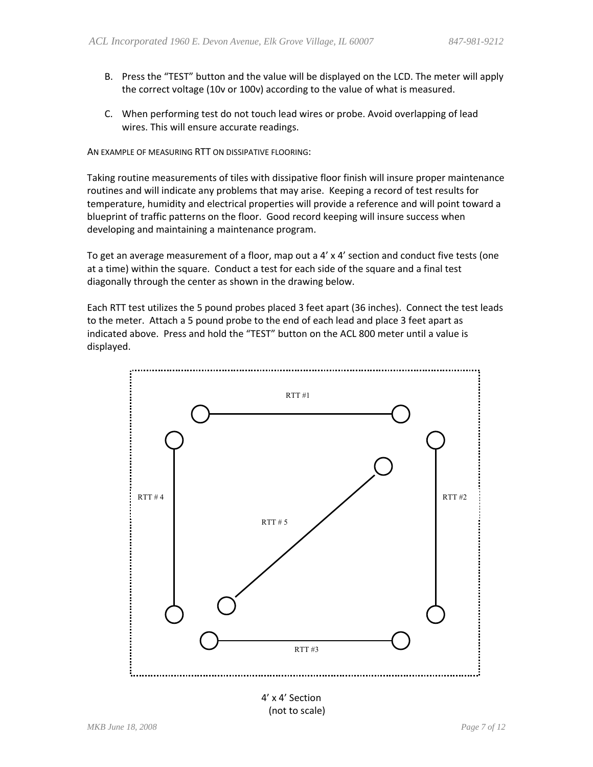B. Press the "TEST" button and the value will be displayed on the LCD. The meter will apply the correct voltage (10v or 100v) according to the value of what is measured.

C. When performing test do not touch lead wires or probe. Avoid overlapping of lead wires. This will ensure accurate readings.

AN EXAMPLE OF MEASURING RTT ON DISSIPATIVE FLOORING:

Taking routine measurements of tiles with dissipative floor finish will insure proper maintenance routines and will indicate any problems that may arise. Keeping a record of test results for temperature, humidity and electrical properties will provide a reference and will point toward a blueprint of traffic patterns on the floor. Good record keeping will insure success when developing and maintaining a maintenance program.

To get an average measurement of a floor, map out a 4' x 4' section and conduct five tests (one at a time) within the square. Conduct a test for each side of the square and a final test diagonally through the center as shown in the drawing below.

Each RTT test utilizes the 5 pound probes placed 3 feet apart (36 inches). Connect the test leads to the meter. Attach a 5 pound probe to the end of each lead and place 3 feet apart as indicated above. Press and hold the "TEST" button on the ACL 800 meter until a value is displayed.

RTT #1

RTT # 4

RTT #2

RTT # 5

RTT #3

4' x 4' Section
(not to scale)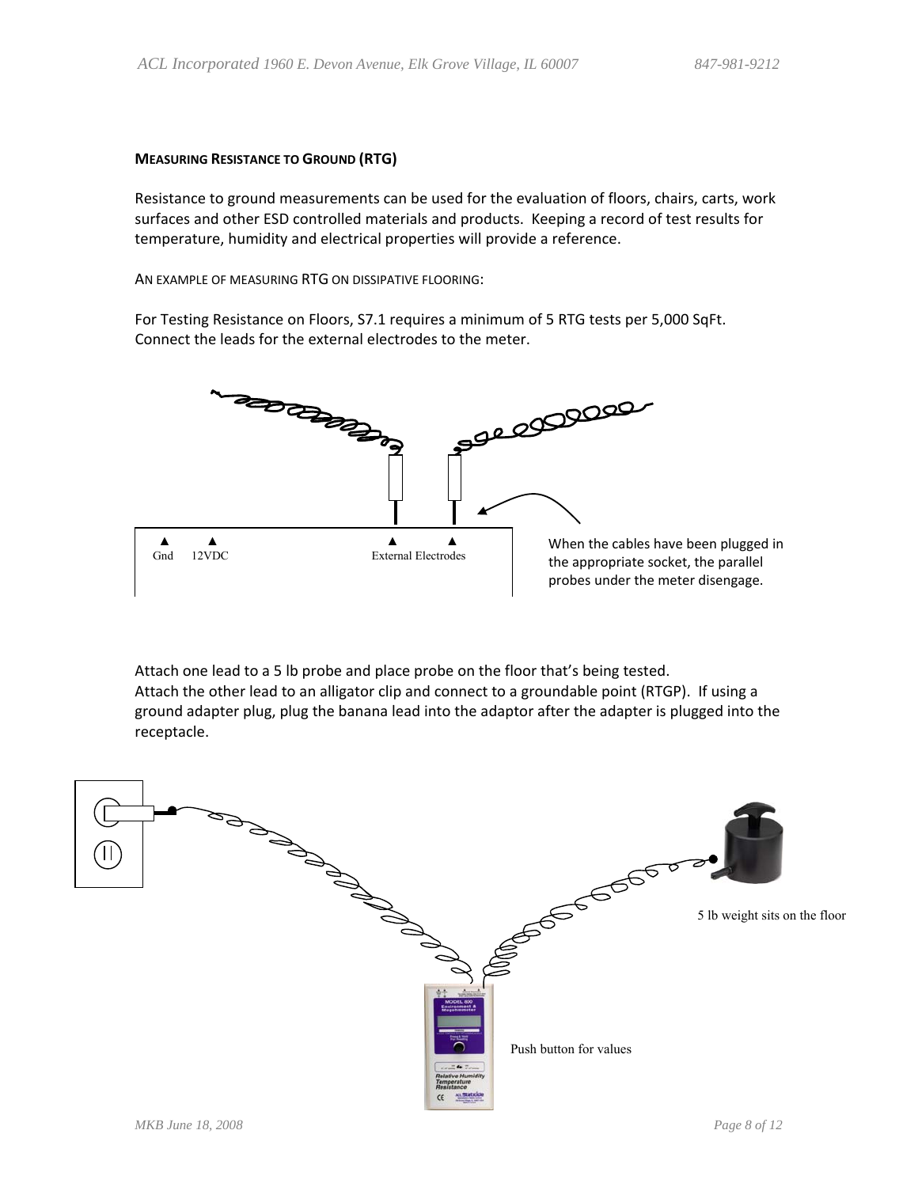**MEASURING RESISTANCE TO GROUND (RTG)**

Resistance to ground measurements can be used for the evaluation of floors, chairs, carts, work surfaces and other ESD controlled materials and products. Keeping a record of test results for temperature, humidity and electrical properties will provide a reference.

AN EXAMPLE OF MEASURING RTG ON DISSIPATIVE FLOORING:

For Testing Resistance on Floors, S7.1 requires a minimum of 5 RTG tests per 5,000 SqFt. Connect the leads for the external electrodes to the meter.

Gnd 12VDC External Electrodes

When the cables have been plugged in the appropriate socket, the parallel probes under the meter disengage.

Attach one lead to a 5 lb probe and place probe on the floor that's being tested. Attach the other lead to an alligator clip and connect to a groundable point (RTGP). If using a ground adapter plug, plug the banana lead into the adaptor after the adapter is plugged into the receptacle.

5 lb weight sits on the floor

Push button for values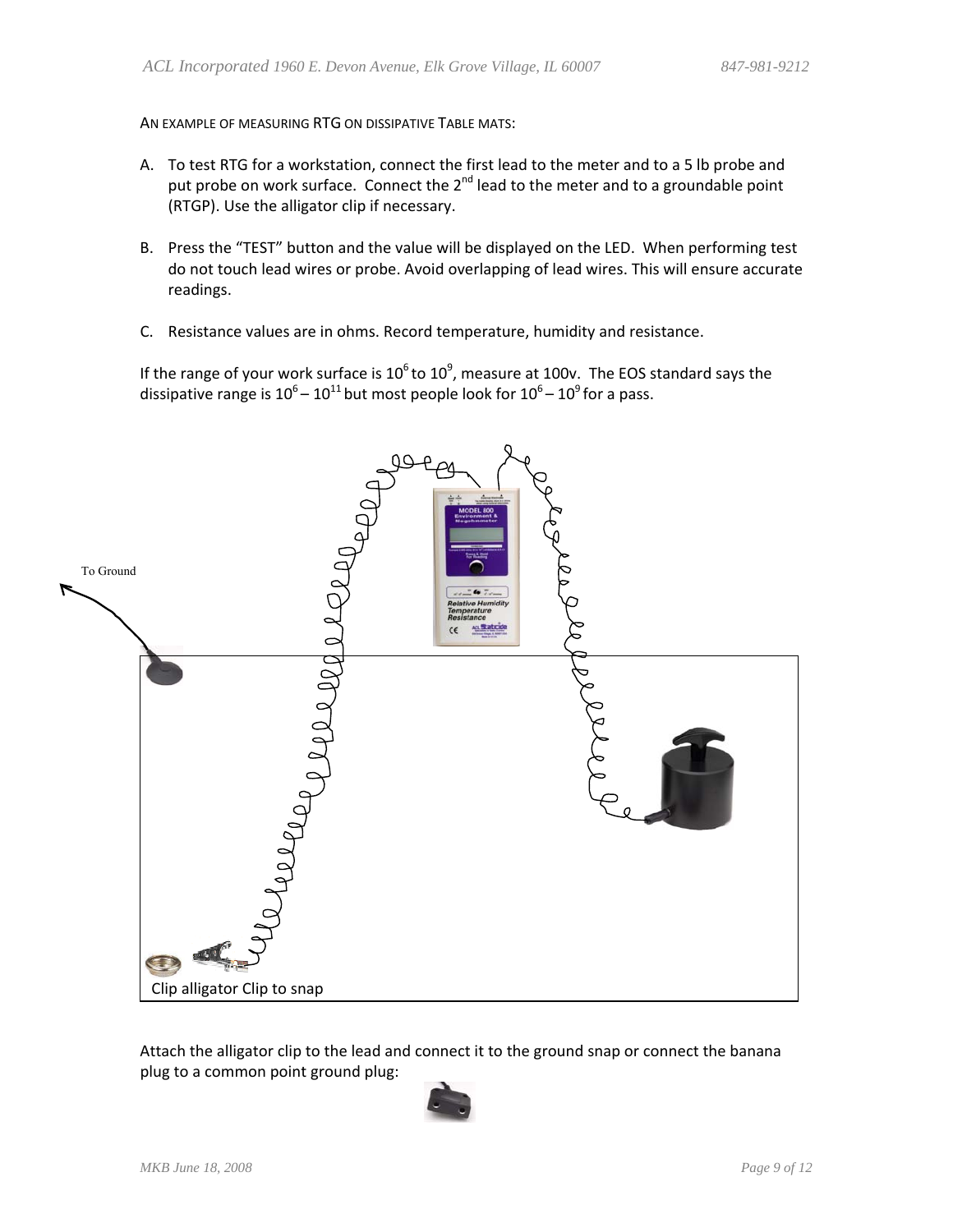AN EXAMPLE OF MEASURING RTG ON DISSIPATIVE TABLE MATS:

A. To test RTG for a workstation, connect the first lead to the meter and to a 5 lb probe and put probe on work surface. Connect the 2nd lead to the meter and to a groundable point (RTGP). Use the alligator clip if necessary.

B. Press the "TEST" button and the value will be displayed on the LED. When performing test do not touch lead wires or probe. Avoid overlapping of lead wires. This will ensure accurate readings.

C. Resistance values are in ohms. Record temperature, humidity and resistance.

If the range of your work surface is $10^6$ to $10^9$, measure at 100v. The EOS standard says the dissipative range is $10^6 – 10^{11}$ but most people look for $10^6 – 10^9$ for a pass.

To Ground

Clip alligator Clip to snap

Attach the alligator clip to the lead and connect it to the ground snap or connect the banana plug to a common point ground plug: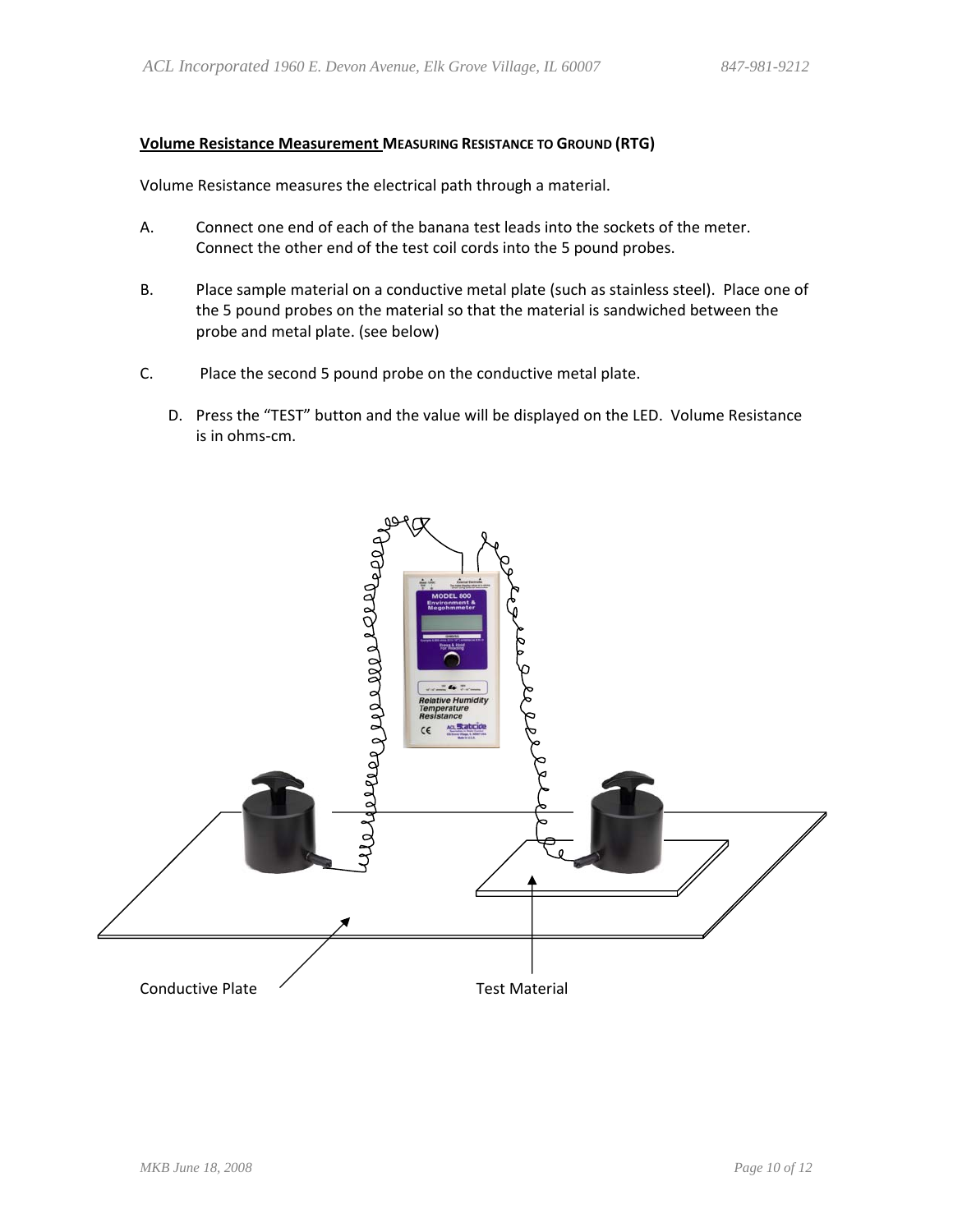**Volume Resistance Measurement MEASURING RESISTANCE TO GROUND (RTG)**

Volume Resistance measures the electrical path through a material.

A. Connect one end of each of the banana test leads into the sockets of the meter. Connect the other end of the test coil cords into the 5 pound probes.

B. Place sample material on a conductive metal plate (such as stainless steel). Place one of the 5 pound probes on the material so that the material is sandwiched between the probe and metal plate. (see below)

C. Place the second 5 pound probe on the conductive metal plate.

D. Press the "TEST" button and the value will be displayed on the LED. Volume Resistance is in ohms-cm.

Conductive Plate

Test Material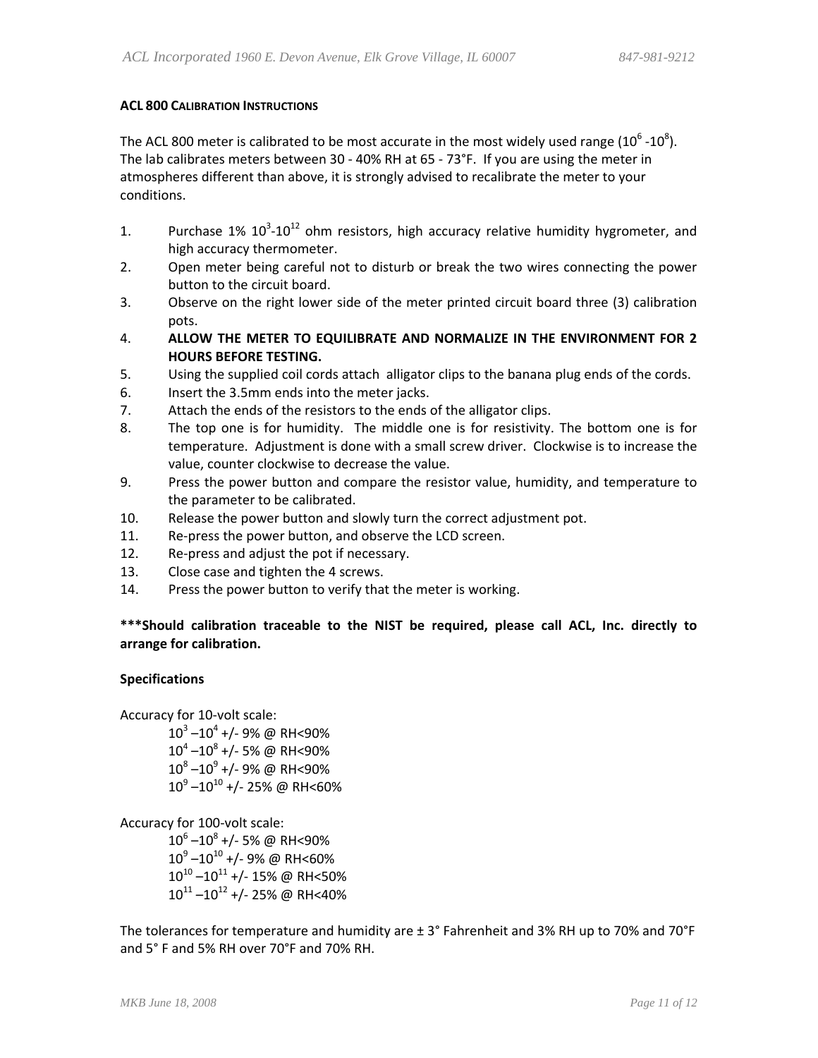## ACL 800 CALIBRATION INSTRUCTIONS

The ACL 800 meter is calibrated to be most accurate in the most widely used range ($10^6$ -$10^8$). The lab calibrates meters between 30 - 40% RH at 65 - 73°F. If you are using the meter in atmospheres different than above, it is strongly advised to recalibrate the meter to your conditions.

1. Purchase 1% $10^3$-$10^{12}$ ohm resistors, high accuracy relative humidity hygrometer, and high accuracy thermometer.
2. Open meter being careful not to disturb or break the two wires connecting the power button to the circuit board.
3. Observe on the right lower side of the meter printed circuit board three (3) calibration pots.
4. **ALLOW THE METER TO EQUILIBRATE AND NORMALIZE IN THE ENVIRONMENT FOR 2 HOURS BEFORE TESTING.**
5. Using the supplied coil cords attach alligator clips to the banana plug ends of the cords.
6. Insert the 3.5mm ends into the meter jacks.
7. Attach the ends of the resistors to the ends of the alligator clips.
8. The top one is for humidity. The middle one is for resistivity. The bottom one is for temperature. Adjustment is done with a small screw driver. Clockwise is to increase the value, counter clockwise to decrease the value.
9. Press the power button and compare the resistor value, humidity, and temperature to the parameter to be calibrated.
10. Release the power button and slowly turn the correct adjustment pot.
11. Re-press the power button, and observe the LCD screen.
12. Re-press and adjust the pot if necessary.
13. Close case and tighten the 4 screws.
14. Press the power button to verify that the meter is working.

**\*\*\*Should calibration traceable to the NIST be required, please call ACL, Inc. directly to arrange for calibration.**

**Specifications**

Accuracy for 10-volt scale:

$10^3$ –$10^4$ +/- 9% @ RH<90%
$10^4$ –$10^8$ +/- 5% @ RH<90%
$10^8$ –$10^9$ +/- 9% @ RH<90%
$10^9$ –$10^{10}$ +/- 25% @ RH<60%

Accuracy for 100-volt scale:

$10^6$ –$10^8$ +/- 5% @ RH<90%
$10^9$ –$10^{10}$ +/- 9% @ RH<60%
$10^{10}$ –$10^{11}$ +/- 15% @ RH<50%
$10^{11}$ –$10^{12}$ +/- 25% @ RH<40%

The tolerances for temperature and humidity are ± 3° Fahrenheit and 3% RH up to 70% and 70°F and 5° F and 5% RH over 70°F and 70% RH.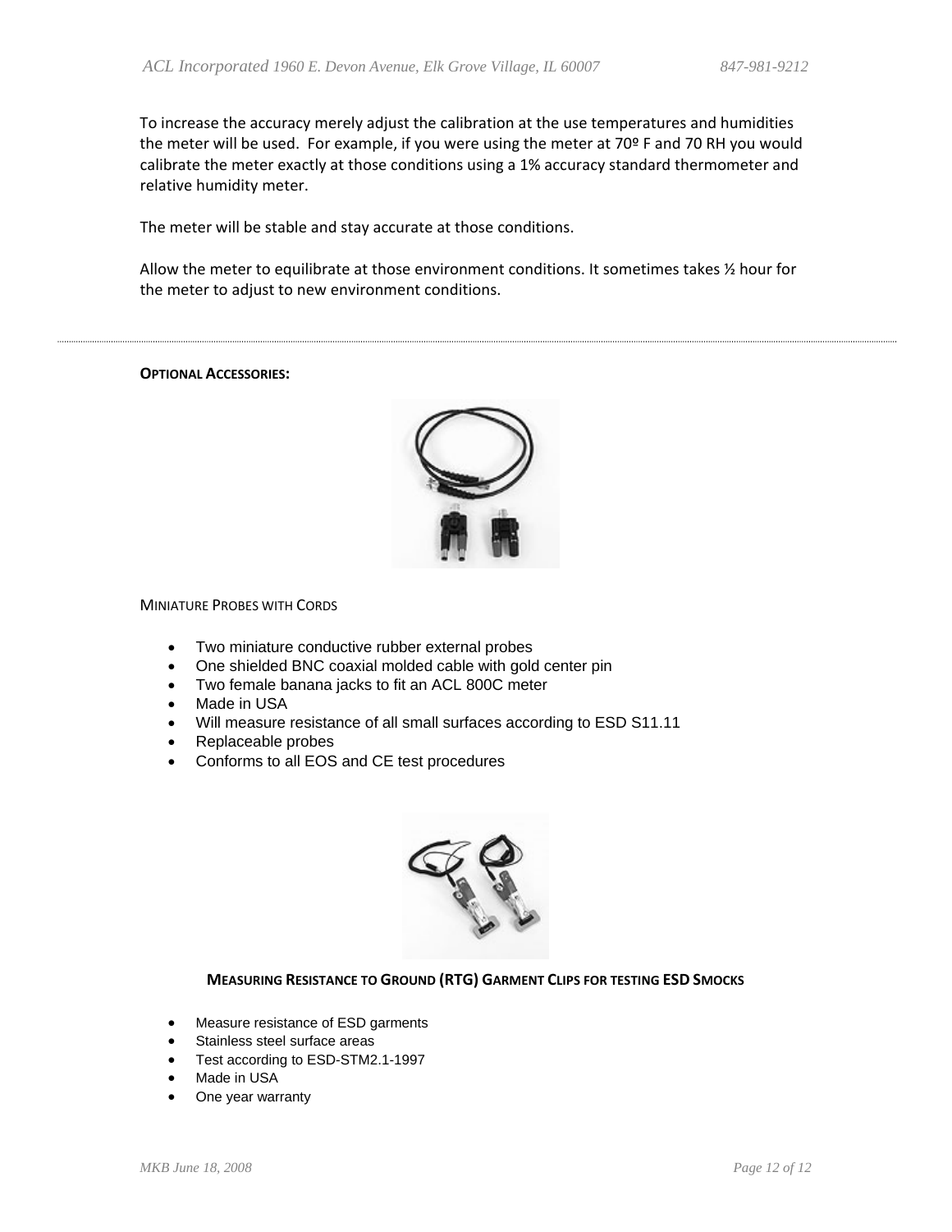To increase the accuracy merely adjust the calibration at the use temperatures and humidities the meter will be used. For example, if you were using the meter at 70º F and 70 RH you would calibrate the meter exactly at those conditions using a 1% accuracy standard thermometer and relative humidity meter.

The meter will be stable and stay accurate at those conditions.

Allow the meter to equilibrate at those environment conditions. It sometimes takes ½ hour for the meter to adjust to new environment conditions.

---

**OPTIONAL ACCESSORIES:**

MINIATURE PROBES WITH CORDS

- Two miniature conductive rubber external probes
- One shielded BNC coaxial molded cable with gold center pin
- Two female banana jacks to fit an ACL 800C meter
- Made in USA
- Will measure resistance of all small surfaces according to ESD S11.11
- Replaceable probes
- Conforms to all EOS and CE test procedures

**MEASURING RESISTANCE TO GROUND (RTG) GARMENT CLIPS FOR TESTING ESD SMOCKS**

- Measure resistance of ESD garments
- Stainless steel surface areas
- Test according to ESD-STM2.1-1997
- Made in USA
- One year warranty

MKB June 18, 2008